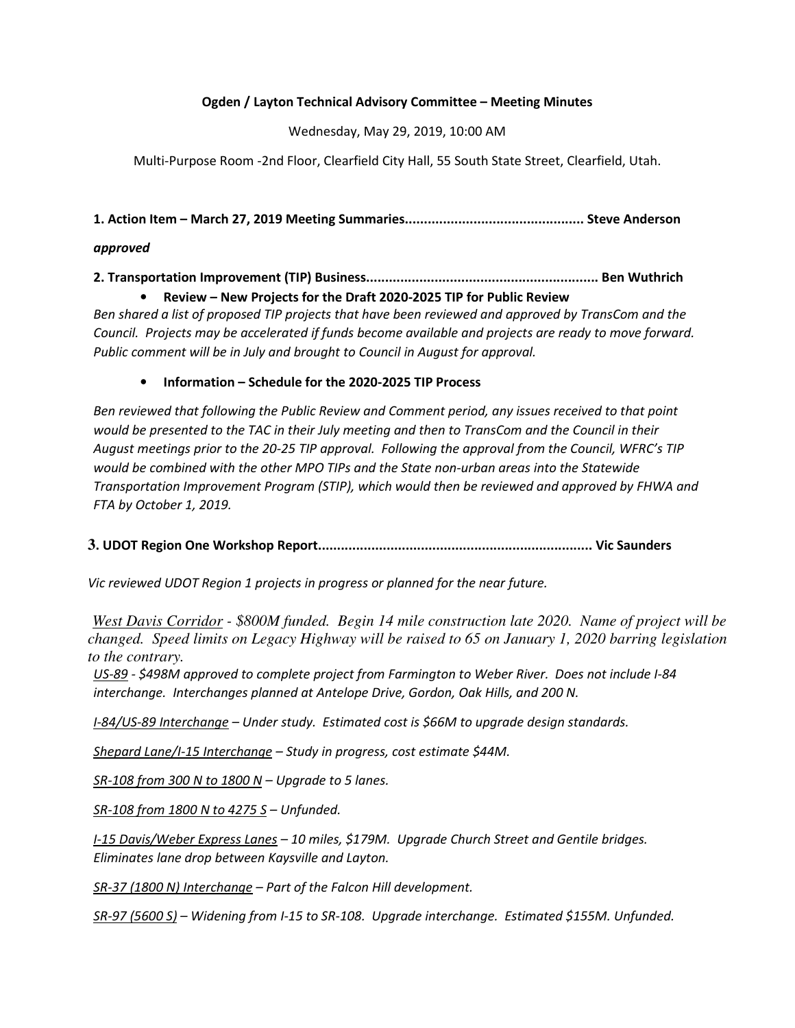**Ogden / Layton Technical Advisory Committee – Meeting Minutes**

Wednesday, May 29, 2019, 10:00 AM

Multi-Purpose Room -2nd Floor, Clearfield City Hall, 55 South State Street, Clearfield, Utah.

**1. Action Item – March 27, 2019 Meeting Summaries.............................................. Steve Anderson**

***approved***

**2. Transportation Improvement (TIP) Business............................................................ Ben Wuthrich**

- **Review – New Projects for the Draft 2020-2025 TIP for Public Review**

*Ben shared a list of proposed TIP projects that have been reviewed and approved by TransCom and the Council. Projects may be accelerated if funds become available and projects are ready to move forward. Public comment will be in July and brought to Council in August for approval.*

- **Information – Schedule for the 2020-2025 TIP Process**

*Ben reviewed that following the Public Review and Comment period, any issues received to that point would be presented to the TAC in their July meeting and then to TransCom and the Council in their August meetings prior to the 20-25 TIP approval. Following the approval from the Council, WFRC's TIP would be combined with the other MPO TIPs and the State non-urban areas into the Statewide Transportation Improvement Program (STIP), which would then be reviewed and approved by FHWA and FTA by October 1, 2019.*

**3. UDOT Region One Workshop Report....................................................................... Vic Saunders**

*Vic reviewed UDOT Region 1 projects in progress or planned for the near future.*

*West Davis Corridor - $800M funded. Begin 14 mile construction late 2020. Name of project will be changed. Speed limits on Legacy Highway will be raised to 65 on January 1, 2020 barring legislation to the contrary.*

*US-89 - $498M approved to complete project from Farmington to Weber River. Does not include I-84 interchange. Interchanges planned at Antelope Drive, Gordon, Oak Hills, and 200 N.*

*I-84/US-89 Interchange – Under study. Estimated cost is $66M to upgrade design standards.*

*Shepard Lane/I-15 Interchange – Study in progress, cost estimate $44M.*

*SR-108 from 300 N to 1800 N – Upgrade to 5 lanes.*

*SR-108 from 1800 N to 4275 S – Unfunded.*

*I-15 Davis/Weber Express Lanes – 10 miles, $179M. Upgrade Church Street and Gentile bridges. Eliminates lane drop between Kaysville and Layton.*

*SR-37 (1800 N) Interchange – Part of the Falcon Hill development.*

*SR-97 (5600 S) – Widening from I-15 to SR-108. Upgrade interchange. Estimated $155M. Unfunded.*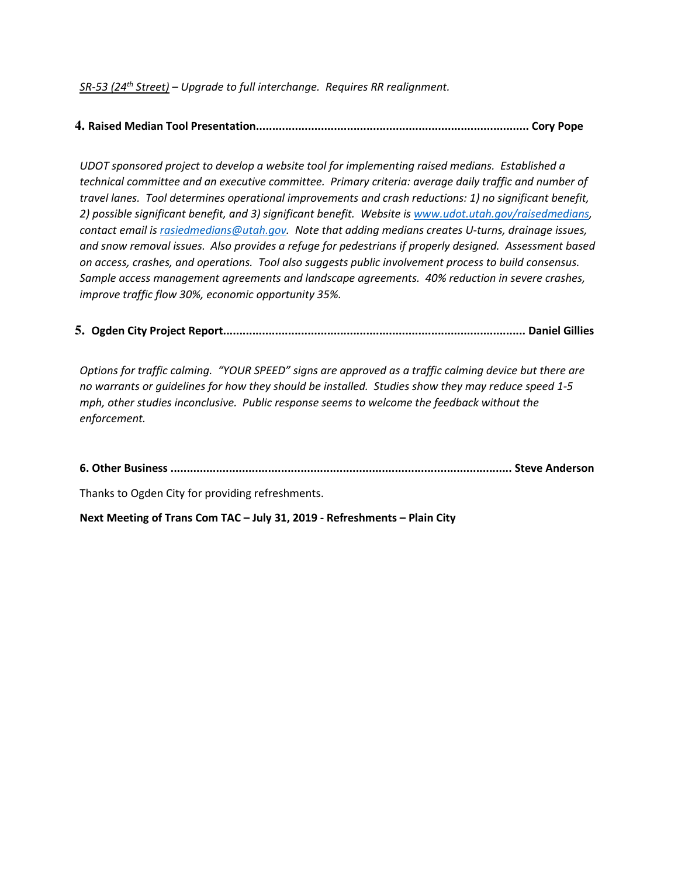*<u>SR-53 (24th Street)</u> – Upgrade to full interchange. Requires RR realignment.*

**4. Raised Median Tool Presentation.................................................................................. Cory Pope**

*UDOT sponsored project to develop a website tool for implementing raised medians. Established a technical committee and an executive committee. Primary criteria: average daily traffic and number of travel lanes. Tool determines operational improvements and crash reductions: 1) no significant benefit, 2) possible significant benefit, and 3) significant benefit. Website is [www.udot.utah.gov/raisedmedians](www.udot.utah.gov/raisedmedians), contact email is [rasiedmedians@utah.gov](mailto:rasiedmedians@utah.gov). Note that adding medians creates U-turns, drainage issues, and snow removal issues. Also provides a refuge for pedestrians if properly designed. Assessment based on access, crashes, and operations. Tool also suggests public involvement process to build consensus. Sample access management agreements and landscape agreements. 40% reduction in severe crashes, improve traffic flow 30%, economic opportunity 35%.*

**5. Ogden City Project Report........................................................................................... Daniel Gillies**

*Options for traffic calming. "YOUR SPEED" signs are approved as a traffic calming device but there are no warrants or guidelines for how they should be installed. Studies show they may reduce speed 1-5 mph, other studies inconclusive. Public response seems to welcome the feedback without the enforcement.*

**6. Other Business ....................................................................................................... Steve Anderson**

Thanks to Ogden City for providing refreshments.

**Next Meeting of Trans Com TAC – July 31, 2019 - Refreshments – Plain City**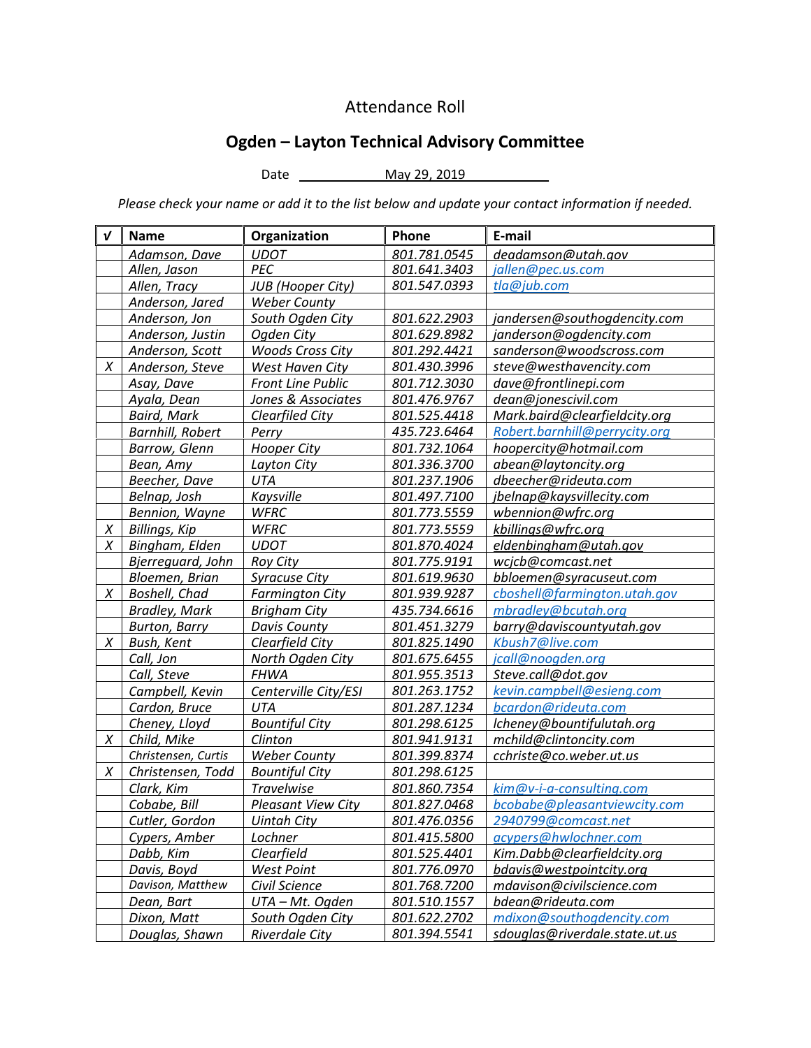Attendance Roll

## Ogden – Layton Technical Advisory Committee

Date May 29, 2019

*Please check your name or add it to the list below and update your contact information if needed.*

| √ | Name | Organization | Phone | E-mail |
|---|---|---|---|---|
| | *Adamson, Dave* | *UDOT* | *801.781.0545* | *deadamson@utah.gov* |
| | *Allen, Jason* | *PEC* | *801.641.3403* | *jallen@pec.us.com* |
| | *Allen, Tracy* | *JUB (Hooper City)* | *801.547.0393* | *tla@jub.com* |
| | *Anderson, Jared* | *Weber County* | | |
| | *Anderson, Jon* | *South Ogden City* | *801.622.2903* | *jandersen@southogdencity.com* |
| | *Anderson, Justin* | *Ogden City* | *801.629.8982* | *janderson@ogdencity.com* |
| | *Anderson, Scott* | *Woods Cross City* | *801.292.4421* | *sanderson@woodscross.com* |
| *X* | *Anderson, Steve* | *West Haven City* | *801.430.3996* | *steve@westhavencity.com* |
| | *Asay, Dave* | *Front Line Public* | *801.712.3030* | *dave@frontlinepi.com* |
| | *Ayala, Dean* | *Jones & Associates* | *801.476.9767* | *dean@jonescivil.com* |
| | *Baird, Mark* | *Clearfiled City* | *801.525.4418* | *Mark.baird@clearfieldcity.org* |
| | *Barnhill, Robert* | *Perry* | *435.723.6464* | *Robert.barnhill@perrycity.org* |
| | *Barrow, Glenn* | *Hooper City* | *801.732.1064* | *hoopercity@hotmail.com* |
| | *Bean, Amy* | *Layton City* | *801.336.3700* | *abean@laytoncity.org* |
| | *Beecher, Dave* | *UTA* | *801.237.1906* | *dbeecher@rideuta.com* |
| | *Belnap, Josh* | *Kaysville* | *801.497.7100* | *jbelnap@kaysvillecity.com* |
| | *Bennion, Wayne* | *WFRC* | *801.773.5559* | *wbennion@wfrc.org* |
| *X* | *Billings, Kip* | *WFRC* | *801.773.5559* | *kbillings@wfrc.org* |
| *X* | *Bingham, Elden* | *UDOT* | *801.870.4024* | *eldenbingham@utah.gov* |
| | *Bjerreguard, John* | *Roy City* | *801.775.9191* | *wcjcb@comcast.net* |
| | *Bloemen, Brian* | *Syracuse City* | *801.619.9630* | *bbloemen@syracuseut.com* |
| *X* | *Boshell, Chad* | *Farmington City* | *801.939.9287* | *cboshell@farmington.utah.gov* |
| | *Bradley, Mark* | *Brigham City* | *435.734.6616* | *mbradley@bcutah.org* |
| | *Burton, Barry* | *Davis County* | *801.451.3279* | *barry@daviscountyutah.gov* |
| *X* | *Bush, Kent* | *Clearfield City* | *801.825.1490* | *Kbush7@live.com* |
| | *Call, Jon* | *North Ogden City* | *801.675.6455* | *jcall@noogden.org* |
| | *Call, Steve* | *FHWA* | *801.955.3513* | *Steve.call@dot.gov* |
| | *Campbell, Kevin* | *Centerville City/ESI* | *801.263.1752* | *kevin.campbell@esieng.com* |
| | *Cardon, Bruce* | *UTA* | *801.287.1234* | *bcardon@rideuta.com* |
| | *Cheney, Lloyd* | *Bountiful City* | *801.298.6125* | *lcheney@bountifulutah.org* |
| *X* | *Child, Mike* | *Clinton* | *801.941.9131* | *mchild@clintoncity.com* |
| | *Christensen, Curtis* | *Weber County* | *801.399.8374* | *cchriste@co.weber.ut.us* |
| *X* | *Christensen, Todd* | *Bountiful City* | *801.298.6125* | |
| | *Clark, Kim* | *Travelwise* | *801.860.7354* | *kim@v-i-a-consulting.com* |
| | *Cobabe, Bill* | *Pleasant View City* | *801.827.0468* | *bcobabe@pleasantviewcity.com* |
| | *Cutler, Gordon* | *Uintah City* | *801.476.0356* | *2940799@comcast.net* |
| | *Cypers, Amber* | *Lochner* | *801.415.5800* | *acypers@hwlochner.com* |
| | *Dabb, Kim* | *Clearfield* | *801.525.4401* | *Kim.Dabb@clearfieldcity.org* |
| | *Davis, Boyd* | *West Point* | *801.776.0970* | *bdavis@westpointcity.org* |
| | *Davison, Matthew* | *Civil Science* | *801.768.7200* | *mdavison@civilscience.com* |
| | *Dean, Bart* | *UTA – Mt. Ogden* | *801.510.1557* | *bdean@rideuta.com* |
| | *Dixon, Matt* | *South Ogden City* | *801.622.2702* | *mdixon@southogdencity.com* |
| | *Douglas, Shawn* | *Riverdale City* | *801.394.5541* | *sdouglas@riverdale.state.ut.us* |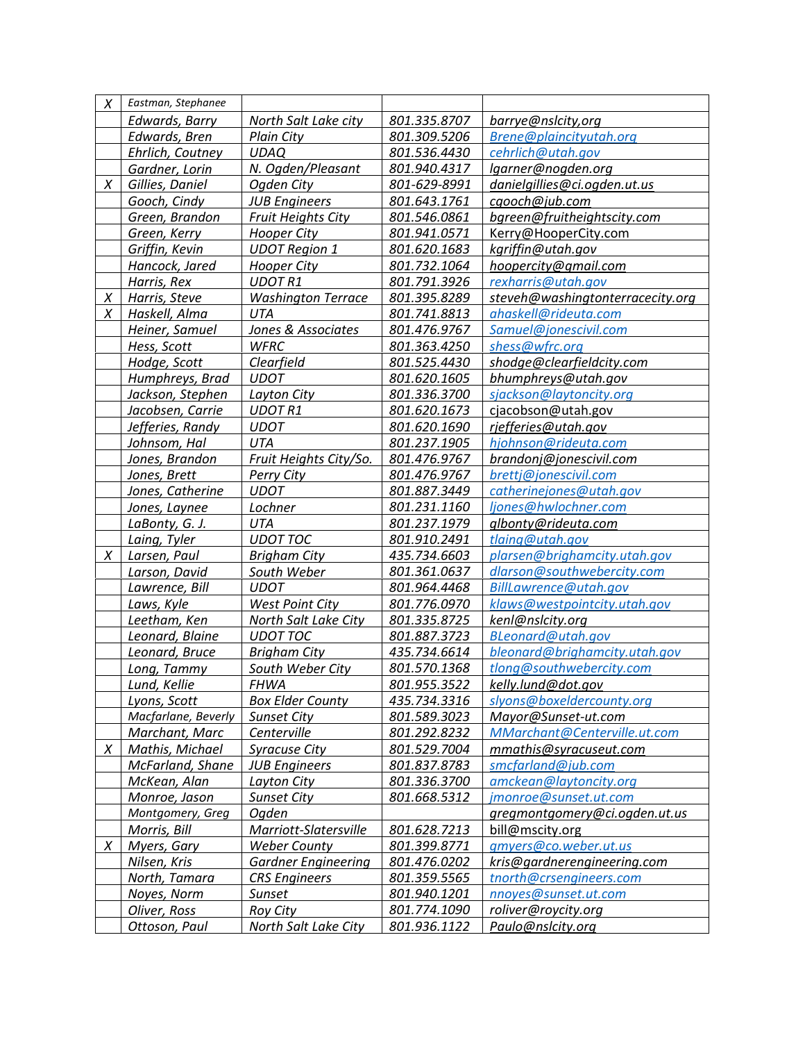| X | Eastman, Stephanee | | | |
|---|---|---|---|---|
| | Edwards, Barry | North Salt Lake city | 801.335.8707 | barrye@nslcity,org |
| | Edwards, Bren | Plain City | 801.309.5206 | Brene@plaincityutah.org |
| | Ehrlich, Coutney | UDAQ | 801.536.4430 | cehrlich@utah.gov |
| | Gardner, Lorin | N. Ogden/Pleasant | 801.940.4317 | lgarner@nogden.org |
| X | Gillies, Daniel | Ogden City | 801-629-8991 | danielgillies@ci.ogden.ut.us |
| | Gooch, Cindy | JUB Engineers | 801.643.1761 | cgooch@jub.com |
| | Green, Brandon | Fruit Heights City | 801.546.0861 | bgreen@fruitheightscity.com |
| | Green, Kerry | Hooper City | 801.941.0571 | Kerry@HooperCity.com |
| | Griffin, Kevin | UDOT Region 1 | 801.620.1683 | kgriffin@utah.gov |
| | Hancock, Jared | Hooper City | 801.732.1064 | hoopercity@gmail.com |
| | Harris, Rex | UDOT R1 | 801.791.3926 | rexharris@utah.gov |
| X | Harris, Steve | Washington Terrace | 801.395.8289 | steveh@washingtonterracecity.org |
| X | Haskell, Alma | UTA | 801.741.8813 | ahaskell@rideuta.com |
| | Heiner, Samuel | Jones & Associates | 801.476.9767 | Samuel@jonescivil.com |
| | Hess, Scott | WFRC | 801.363.4250 | shess@wfrc.org |
| | Hodge, Scott | Clearfield | 801.525.4430 | shodge@clearfieldcity.com |
| | Humphreys, Brad | UDOT | 801.620.1605 | bhumphreys@utah.gov |
| | Jackson, Stephen | Layton City | 801.336.3700 | sjackson@laytoncity.org |
| | Jacobsen, Carrie | UDOT R1 | 801.620.1673 | cjacobson@utah.gov |
| | Jefferies, Randy | UDOT | 801.620.1690 | rjefferies@utah.gov |
| | Johnsom, Hal | UTA | 801.237.1905 | hjohnson@rideuta.com |
| | Jones, Brandon | Fruit Heights City/So. | 801.476.9767 | brandonj@jonescivil.com |
| | Jones, Brett | Perry City | 801.476.9767 | brettj@jonescivil.com |
| | Jones, Catherine | UDOT | 801.887.3449 | catherinejones@utah.gov |
| | Jones, Laynee | Lochner | 801.231.1160 | ljones@hwlochner.com |
| | LaBonty, G. J. | UTA | 801.237.1979 | glbonty@rideuta.com |
| | Laing, Tyler | UDOT TOC | 801.910.2491 | tlaing@utah.gov |
| X | Larsen, Paul | Brigham City | 435.734.6603 | plarsen@brighamcity.utah.gov |
| | Larson, David | South Weber | 801.361.0637 | dlarson@southwebercity.com |
| | Lawrence, Bill | UDOT | 801.964.4468 | BillLawrence@utah.gov |
| | Laws, Kyle | West Point City | 801.776.0970 | klaws@westpointcity.utah.gov |
| | Leetham, Ken | North Salt Lake City | 801.335.8725 | kenl@nslcity.org |
| | Leonard, Blaine | UDOT TOC | 801.887.3723 | BLeonard@utah.gov |
| | Leonard, Bruce | Brigham City | 435.734.6614 | bleonard@brighamcity.utah.gov |
| | Long, Tammy | South Weber City | 801.570.1368 | tlong@southwebercity.com |
| | Lund, Kellie | FHWA | 801.955.3522 | kelly.lund@dot.gov |
| | Lyons, Scott | Box Elder County | 435.734.3316 | slyons@boxeldercounty.org |
| | Macfarlane, Beverly | Sunset City | 801.589.3023 | Mayor@Sunset-ut.com |
| | Marchant, Marc | Centerville | 801.292.8232 | MMarchant@Centerville.ut.com |
| X | Mathis, Michael | Syracuse City | 801.529.7004 | mmathis@syracuseut.com |
| | McFarland, Shane | JUB Engineers | 801.837.8783 | smcfarland@jub.com |
| | McKean, Alan | Layton City | 801.336.3700 | amckean@laytoncity.org |
| | Monroe, Jason | Sunset City | 801.668.5312 | jmonroe@sunset.ut.com |
| | Montgomery, Greg | Ogden | | gregmontgomery@ci.ogden.ut.us |
| | Morris, Bill | Marriott-Slatersville | 801.628.7213 | bill@mscity.org |
| X | Myers, Gary | Weber County | 801.399.8771 | gmyers@co.weber.ut.us |
| | Nilsen, Kris | Gardner Engineering | 801.476.0202 | kris@gardnerengineering.com |
| | North, Tamara | CRS Engineers | 801.359.5565 | tnorth@crsengineers.com |
| | Noyes, Norm | Sunset | 801.940.1201 | nnoyes@sunset.ut.com |
| | Oliver, Ross | Roy City | 801.774.1090 | roliver@roycity.org |
| | Ottoson, Paul | North Salt Lake City | 801.936.1122 | Paulo@nslcity.org |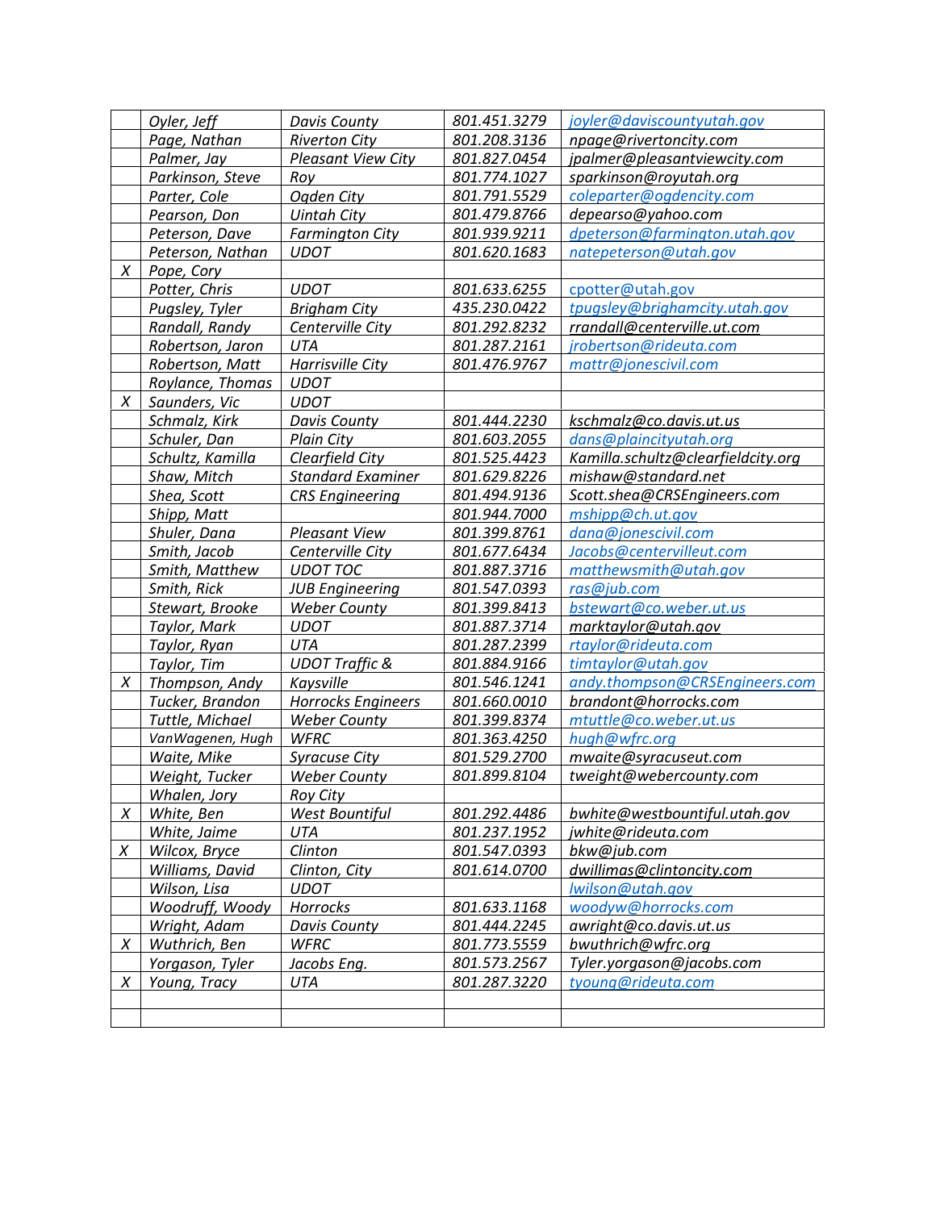| | | | | |
|---|---|---|---|---|
| | Oyler, Jeff | Davis County | 801.451.3279 | joyler@daviscountyutah.gov |
| | Page, Nathan | Riverton City | 801.208.3136 | npage@rivertoncity.com |
| | Palmer, Jay | Pleasant View City | 801.827.0454 | jpalmer@pleasantviewcity.com |
| | Parkinson, Steve | Roy | 801.774.1027 | sparkinson@royutah.org |
| | Parter, Cole | Ogden City | 801.791.5529 | coleparter@ogdencity.com |
| | Pearson, Don | Uintah City | 801.479.8766 | depearso@yahoo.com |
| | Peterson, Dave | Farmington City | 801.939.9211 | dpeterson@farmington.utah.gov |
| | Peterson, Nathan | UDOT | 801.620.1683 | natepeterson@utah.gov |
| X | Pope, Cory | | | |
| | Potter, Chris | UDOT | 801.633.6255 | cpotter@utah.gov |
| | Pugsley, Tyler | Brigham City | 435.230.0422 | tpugsley@brighamcity.utah.gov |
| | Randall, Randy | Centerville City | 801.292.8232 | rrandall@centerville.ut.com |
| | Robertson, Jaron | UTA | 801.287.2161 | jrobertson@rideuta.com |
| | Robertson, Matt | Harrisville City | 801.476.9767 | mattr@jonescivil.com |
| | Roylance, Thomas | UDOT | | |
| X | Saunders, Vic | UDOT | | |
| | Schmalz, Kirk | Davis County | 801.444.2230 | kschmalz@co.davis.ut.us |
| | Schuler, Dan | Plain City | 801.603.2055 | dans@plaincityutah.org |
| | Schultz, Kamilla | Clearfield City | 801.525.4423 | Kamilla.schultz@clearfieldcity.org |
| | Shaw, Mitch | Standard Examiner | 801.629.8226 | mishaw@standard.net |
| | Shea, Scott | CRS Engineering | 801.494.9136 | Scott.shea@CRSEngineers.com |
| | Shipp, Matt | | 801.944.7000 | mshipp@ch.ut.gov |
| | Shuler, Dana | Pleasant View | 801.399.8761 | dana@jonescivil.com |
| | Smith, Jacob | Centerville City | 801.677.6434 | Jacobs@centervilleut.com |
| | Smith, Matthew | UDOT TOC | 801.887.3716 | matthewsmith@utah.gov |
| | Smith, Rick | JUB Engineering | 801.547.0393 | ras@jub.com |
| | Stewart, Brooke | Weber County | 801.399.8413 | bstewart@co.weber.ut.us |
| | Taylor, Mark | UDOT | 801.887.3714 | marktaylor@utah.gov |
| | Taylor, Ryan | UTA | 801.287.2399 | rtaylor@rideuta.com |
| | Taylor, Tim | UDOT Traffic & | 801.884.9166 | timtaylor@utah.gov |
| X | Thompson, Andy | Kaysville | 801.546.1241 | andy.thompson@CRSEngineers.com |
| | Tucker, Brandon | Horrocks Engineers | 801.660.0010 | brandont@horrocks.com |
| | Tuttle, Michael | Weber County | 801.399.8374 | mtuttle@co.weber.ut.us |
| | VanWagenen, Hugh | WFRC | 801.363.4250 | hugh@wfrc.org |
| | Waite, Mike | Syracuse City | 801.529.2700 | mwaite@syracuseut.com |
| | Weight, Tucker | Weber County | 801.899.8104 | tweight@webercounty.com |
| | Whalen, Jory | Roy City | | |
| X | White, Ben | West Bountiful | 801.292.4486 | bwhite@westbountiful.utah.gov |
| | White, Jaime | UTA | 801.237.1952 | jwhite@rideuta.com |
| X | Wilcox, Bryce | Clinton | 801.547.0393 | bkw@jub.com |
| | Williams, David | Clinton, City | 801.614.0700 | dwillimas@clintoncity.com |
| | Wilson, Lisa | UDOT | | lwilson@utah.gov |
| | Woodruff, Woody | Horrocks | 801.633.1168 | woodyw@horrocks.com |
| | Wright, Adam | Davis County | 801.444.2245 | awright@co.davis.ut.us |
| X | Wuthrich, Ben | WFRC | 801.773.5559 | bwuthrich@wfrc.org |
| | Yorgason, Tyler | Jacobs Eng. | 801.573.2567 | Tyler.yorgason@jacobs.com |
| X | Young, Tracy | UTA | 801.287.3220 | tyoung@rideuta.com |
| | | | | |
| | | | | |